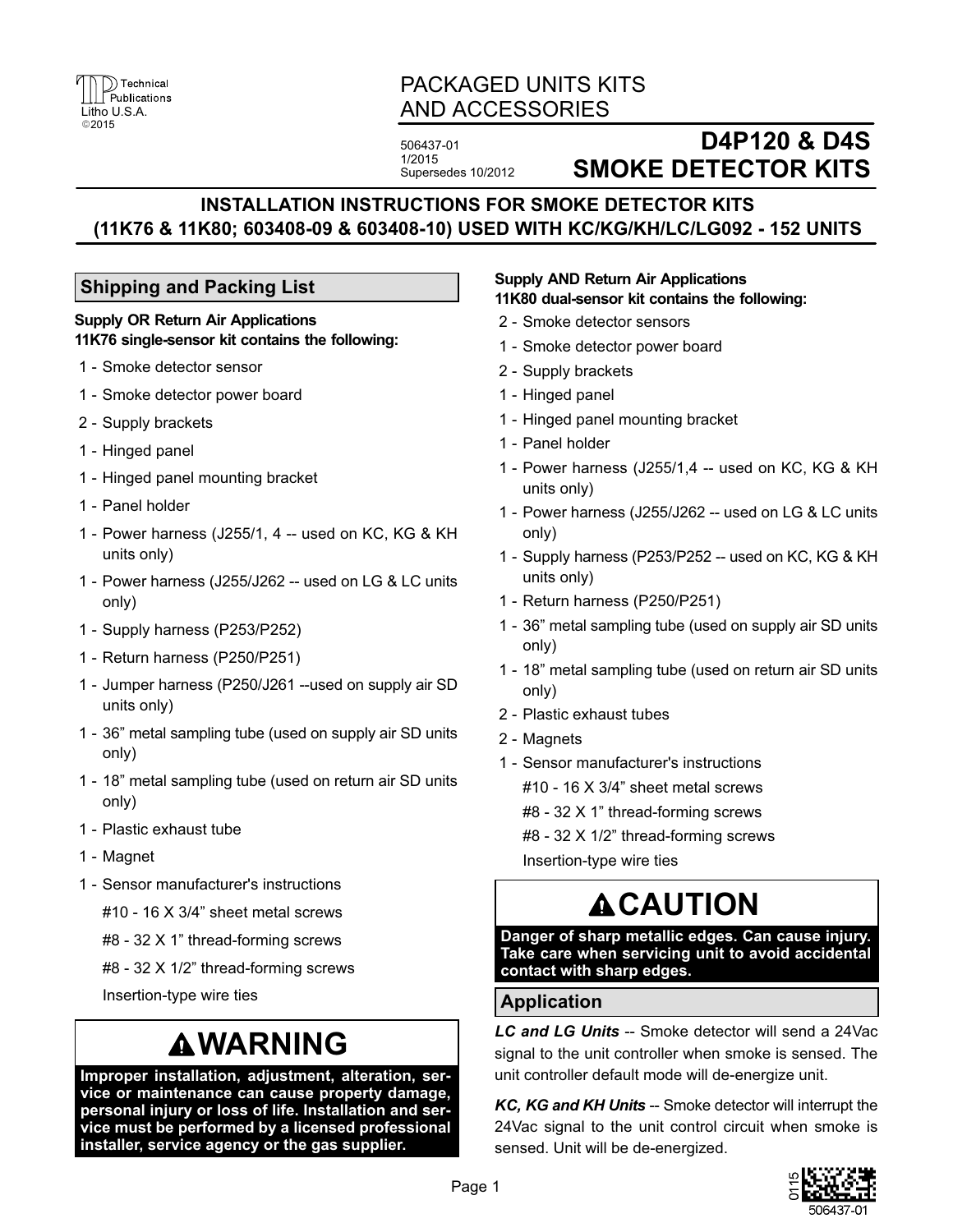Technical Publications
Litho U.S.A.
©2015

PACKAGED UNITS KITS AND ACCESSORIES

506437-01
1/2015
Supersedes 10/2012

# D4P120 & D4S SMOKE DETECTOR KITS

## INSTALLATION INSTRUCTIONS FOR SMOKE DETECTOR KITS (11K76 & 11K80; 603408-09 & 603408-10) USED WITH KC/KG/KH/LC/LG092 - 152 UNITS

## Shipping and Packing List

**Supply OR Return Air Applications**
**11K76 single-sensor kit contains the following:**

- 1 - Smoke detector sensor
- 1 - Smoke detector power board
- 2 - Supply brackets
- 1 - Hinged panel
- 1 - Hinged panel mounting bracket
- 1 - Panel holder
- 1 - Power harness (J255/1, 4 -- used on KC, KG & KH units only)
- 1 - Power harness (J255/J262 -- used on LG & LC units only)
- 1 - Supply harness (P253/P252)
- 1 - Return harness (P250/P251)
- 1 - Jumper harness (P250/J261 --used on supply air SD units only)
- 1 - 36" metal sampling tube (used on supply air SD units only)
- 1 - 18" metal sampling tube (used on return air SD units only)
- 1 - Plastic exhaust tube
- 1 - Magnet
- 1 - Sensor manufacturer's instructions
  - #10 - 16 X 3/4" sheet metal screws
  - #8 - 32 X 1" thread-forming screws
  - #8 - 32 X 1/2" thread-forming screws
  - Insertion-type wire ties

# ⚠WARNING

**Improper installation, adjustment, alteration, service or maintenance can cause property damage, personal injury or loss of life. Installation and service must be performed by a licensed professional installer, service agency or the gas supplier.**

**Supply AND Return Air Applications**
**11K80 dual-sensor kit contains the following:**

- 2 - Smoke detector sensors
- 1 - Smoke detector power board
- 2 - Supply brackets
- 1 - Hinged panel
- 1 - Hinged panel mounting bracket
- 1 - Panel holder
- 1 - Power harness (J255/1,4 -- used on KC, KG & KH units only)
- 1 - Power harness (J255/J262 -- used on LG & LC units only)
- 1 - Supply harness (P253/P252 -- used on KC, KG & KH units only)
- 1 - Return harness (P250/P251)
- 1 - 36" metal sampling tube (used on supply air SD units only)
- 1 - 18" metal sampling tube (used on return air SD units only)
- 2 - Plastic exhaust tubes
- 2 - Magnets
- 1 - Sensor manufacturer's instructions
  - #10 - 16 X 3/4" sheet metal screws
  - #8 - 32 X 1" thread-forming screws
  - #8 - 32 X 1/2" thread-forming screws
  - Insertion-type wire ties

# ⚠CAUTION

**Danger of sharp metallic edges. Can cause injury. Take care when servicing unit to avoid accidental contact with sharp edges.**

## Application

***LC and LG Units*** -- Smoke detector will send a 24Vac signal to the unit controller when smoke is sensed. The unit controller default mode will de-energize unit.

***KC, KG and KH Units*** -- Smoke detector will interrupt the 24Vac signal to the unit control circuit when smoke is sensed. Unit will be de-energized.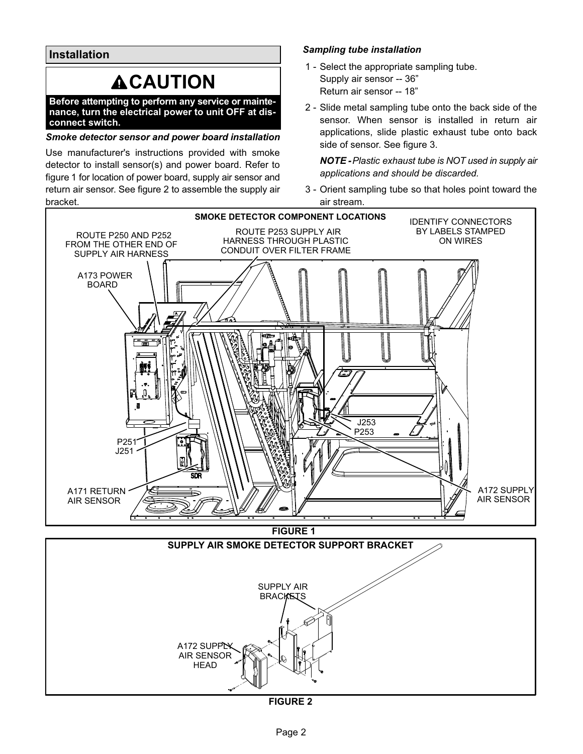## Installation

### ⚠CAUTION

**Before attempting to perform any service or maintenance, turn the electrical power to unit OFF at disconnect switch.**

***Smoke detector sensor and power board installation***

Use manufacturer's instructions provided with smoke detector to install sensor(s) and power board. Refer to figure 1 for location of power board, supply air sensor and return air sensor. See figure 2 to assemble the supply air bracket.

***Sampling tube installation***

1 - Select the appropriate sampling tube.
Supply air sensor -- 36”
Return air sensor -- 18”

2 - Slide metal sampling tube onto the back side of the sensor. When sensor is installed in return air applications, slide plastic exhaust tube onto back side of sensor. See figure 3.

***NOTE -*** *Plastic exhaust tube is NOT used in supply air applications and should be discarded.*

3 - Orient sampling tube so that holes point toward the air stream.

SMOKE DETECTOR COMPONENT LOCATIONS

ROUTE P250 AND P252 FROM THE OTHER END OF SUPPLY AIR HARNESS

ROUTE P253 SUPPLY AIR HARNESS THROUGH PLASTIC CONDUIT OVER FILTER FRAME

IDENTIFY CONNECTORS BY LABELS STAMPED ON WIRES

A173 POWER BOARD

P251
J251

J253
P253

A171 RETURN AIR SENSOR

A172 SUPPLY AIR SENSOR

**FIGURE 1**

SUPPLY AIR SMOKE DETECTOR SUPPORT BRACKET

SUPPLY AIR BRACKETS

A172 SUPPLY AIR SENSOR HEAD

**FIGURE 2**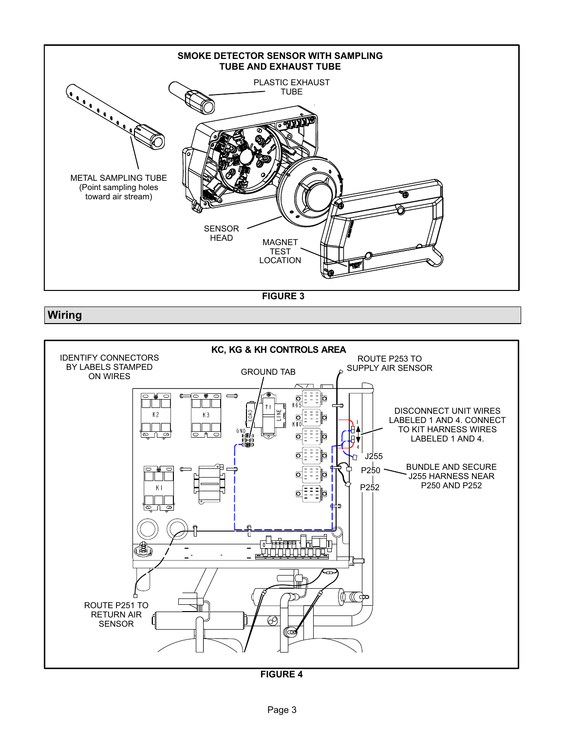**SMOKE DETECTOR SENSOR WITH SAMPLING TUBE AND EXHAUST TUBE**

PLASTIC EXHAUST TUBE

METAL SAMPLING TUBE (Point sampling holes toward air stream)

SENSOR HEAD

MAGNET TEST LOCATION

**FIGURE 3**

## Wiring

**KC, KG & KH CONTROLS AREA**

IDENTIFY CONNECTORS BY LABELS STAMPED ON WIRES

GROUND TAB

ROUTE P253 TO SUPPLY AIR SENSOR

DISCONNECT UNIT WIRES LABELED 1 AND 4. CONNECT TO KIT HARNESS WIRES LABELED 1 AND 4.

J255

P250

P252

BUNDLE AND SECURE J255 HARNESS NEAR P250 AND P252

ROUTE P251 TO RETURN AIR SENSOR

**FIGURE 4**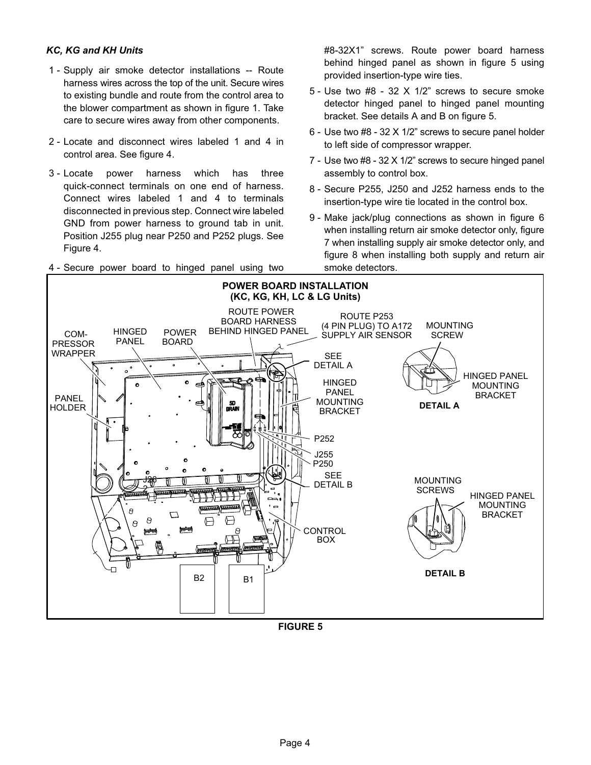*KC, KG and KH Units*

1 - Supply air smoke detector installations -- Route harness wires across the top of the unit. Secure wires to existing bundle and route from the control area to the blower compartment as shown in figure 1. Take care to secure wires away from other components.

2 - Locate and disconnect wires labeled 1 and 4 in control area. See figure 4.

3 - Locate power harness which has three quick-connect terminals on one end of harness. Connect wires labeled 1 and 4 to terminals disconnected in previous step. Connect wire labeled GND from power harness to ground tab in unit. Position J255 plug near P250 and P252 plugs. See Figure 4.

4 - Secure power board to hinged panel using two #8-32X1" screws. Route power board harness behind hinged panel as shown in figure 5 using provided insertion-type wire ties.

5 - Use two #8 - 32 X 1/2" screws to secure smoke detector hinged panel to hinged panel mounting bracket. See details A and B on figure 5.

6 - Use two #8 - 32 X 1/2" screws to secure panel holder to left side of compressor wrapper.

7 - Use two #8 - 32 X 1/2" screws to secure hinged panel assembly to control box.

8 - Secure P255, J250 and J252 harness ends to the insertion-type wire tie located in the control box.

9 - Make jack/plug connections as shown in figure 6 when installing return air smoke detector only, figure 7 when installing supply air smoke detector only, and figure 8 when installing both supply and return air smoke detectors.

**POWER BOARD INSTALLATION (KC, KG, KH, LC & LG Units)**

COMPRESSOR WRAPPER; HINGED PANEL; POWER BOARD; ROUTE POWER BOARD HARNESS BEHIND HINGED PANEL; ROUTE P253 (4 PIN PLUG) TO A172 SUPPLY AIR SENSOR; MOUNTING SCREW; SEE DETAIL A; HINGED PANEL MOUNTING BRACKET; PANEL HOLDER; P252; J255; P250; SEE DETAIL B; CONTROL BOX; B2; B1; DETAIL A; MOUNTING SCREWS; HINGED PANEL MOUNTING BRACKET; DETAIL B

**FIGURE 5**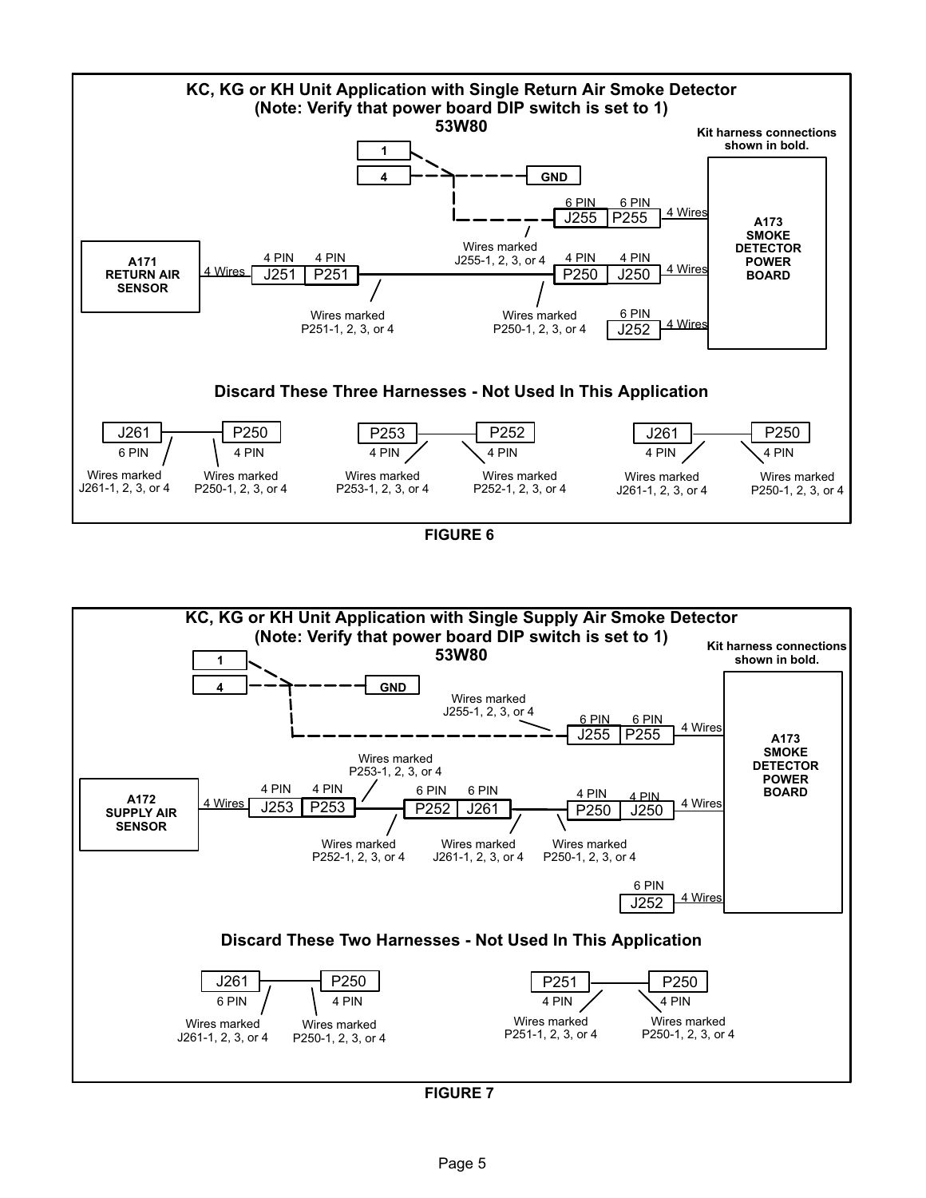**KC, KG or KH Unit Application with Single Return Air Smoke Detector**
**(Note: Verify that power board DIP switch is set to 1)**
**53W80**

Kit harness connections shown in bold.

1

4

GND

6 PIN J255 — 6 PIN P255 — 4 Wires

Wires marked J255-1, 2, 3, or 4

A171 RETURN AIR SENSOR — 4 Wires — 4 PIN J251 — 4 PIN P251

Wires marked P251-1, 2, 3, or 4

4 PIN P250 — 4 PIN J250 — 4 Wires

Wires marked P250-1, 2, 3, or 4

6 PIN J252 — 4 Wires

A173 SMOKE DETECTOR POWER BOARD

**Discard These Three Harnesses - Not Used In This Application**

J261 (6 PIN) — P250 (4 PIN): Wires marked J261-1, 2, 3, or 4; Wires marked P250-1, 2, 3, or 4

P253 (4 PIN) — P252 (4 PIN): Wires marked P253-1, 2, 3, or 4; Wires marked P252-1, 2, 3, or 4

J261 (4 PIN) — P250 (4 PIN): Wires marked J261-1, 2, 3, or 4; Wires marked P250-1, 2, 3, or 4

FIGURE 6

**KC, KG or KH Unit Application with Single Supply Air Smoke Detector**
**(Note: Verify that power board DIP switch is set to 1)**
**53W80**

Kit harness connections shown in bold.

1

4

GND

Wires marked J255-1, 2, 3, or 4

6 PIN J255 — 6 PIN P255 — 4 Wires

Wires marked P253-1, 2, 3, or 4

A172 SUPPLY AIR SENSOR — 4 Wires — 4 PIN J253 — 4 PIN P253 — 6 PIN P252 — 6 PIN J261 — 4 PIN P250 — 4 PIN J250 — 4 Wires

Wires marked P252-1, 2, 3, or 4

Wires marked J261-1, 2, 3, or 4

Wires marked P250-1, 2, 3, or 4

6 PIN J252 — 4 Wires

A173 SMOKE DETECTOR POWER BOARD

**Discard These Two Harnesses - Not Used In This Application**

J261 (6 PIN) — P250 (4 PIN): Wires marked J261-1, 2, 3, or 4; Wires marked P250-1, 2, 3, or 4

P251 (4 PIN) — P250 (4 PIN): Wires marked P251-1, 2, 3, or 4; Wires marked P250-1, 2, 3, or 4

FIGURE 7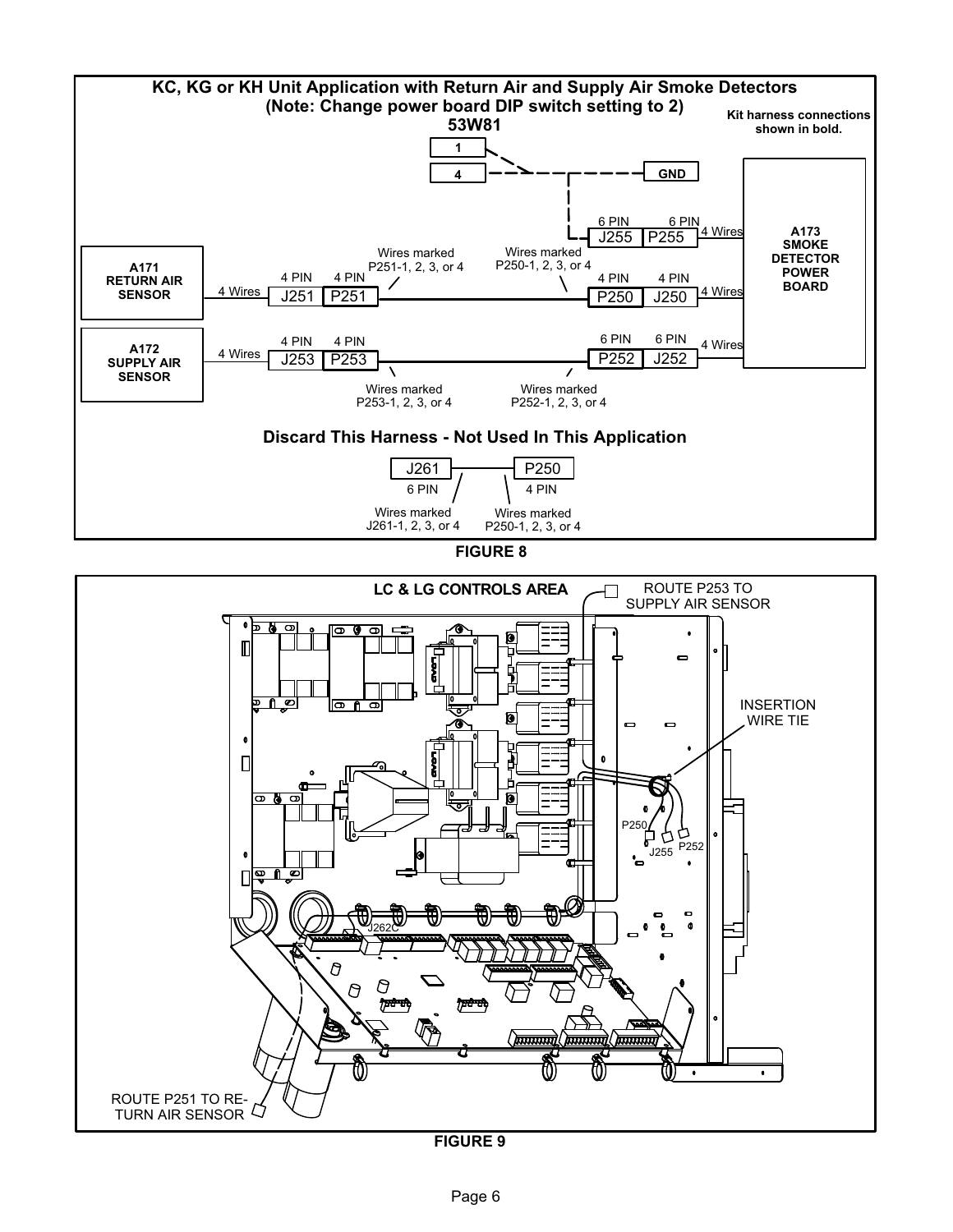**KC, KG or KH Unit Application with Return Air and Supply Air Smoke Detectors (Note: Change power board DIP switch setting to 2)**

**53W81**

Kit harness connections shown in bold.

1

4

GND

6 PIN J255 6 PIN P255 — 4 Wires

A173 SMOKE DETECTOR POWER BOARD

A171 RETURN AIR SENSOR — 4 Wires — 4 PIN J251 — 4 PIN P251

Wires marked P251-1, 2, 3, or 4

Wires marked P250-1, 2, 3, or 4

4 PIN P250 — 4 PIN J250 — 4 Wires

A172 SUPPLY AIR SENSOR — 4 Wires — 4 PIN J253 — 4 PIN P253

6 PIN P252 — 6 PIN J252 — 4 Wires

Wires marked P253-1, 2, 3, or 4

Wires marked P252-1, 2, 3, or 4

**Discard This Harness - Not Used In This Application**

J261 (6 PIN) — P250 (4 PIN)

Wires marked J261-1, 2, 3, or 4

Wires marked P250-1, 2, 3, or 4

FIGURE 8

LC & LG CONTROLS AREA

ROUTE P253 TO SUPPLY AIR SENSOR

INSERTION WIRE TIE

P250

J255

P252

J262C

ROUTE P251 TO RETURN AIR SENSOR

FIGURE 9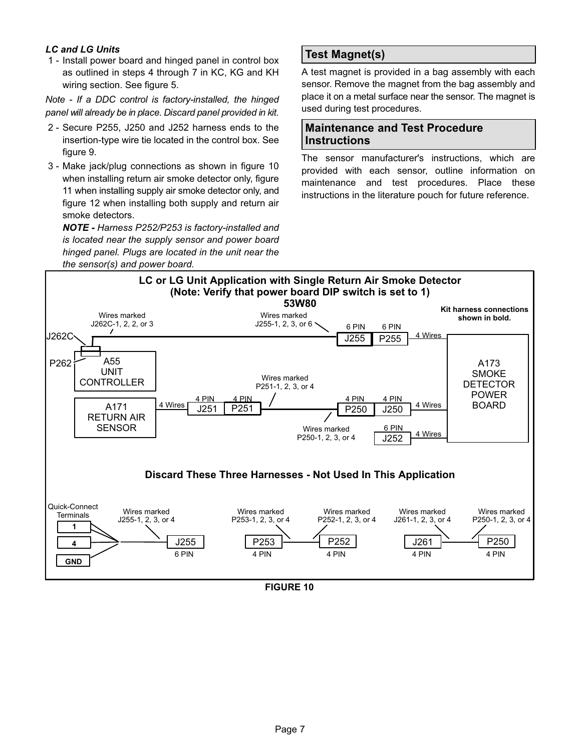***LC and LG Units***

1 - Install power board and hinged panel in control box as outlined in steps 4 through 7 in KC, KG and KH wiring section. See figure 5.

*Note - If a DDC control is factory-installed, the hinged panel will already be in place. Discard panel provided in kit.*

2 - Secure P255, J250 and J252 harness ends to the insertion-type wire tie located in the control box. See figure 9.

3 - Make jack/plug connections as shown in figure 10 when installing return air smoke detector only, figure 11 when installing supply air smoke detector only, and figure 12 when installing both supply and return air smoke detectors.

***NOTE -*** *Harness P252/P253 is factory-installed and is located near the supply sensor and power board hinged panel. Plugs are located in the unit near the the sensor(s) and power board.*

## Test Magnet(s)

A test magnet is provided in a bag assembly with each sensor. Remove the magnet from the bag assembly and place it on a metal surface near the sensor. The magnet is used during test procedures.

## Maintenance and Test Procedure Instructions

The sensor manufacturer's instructions, which are provided with each sensor, outline information on maintenance and test procedures. Place these instructions in the literature pouch for future reference.

**LC or LG Unit Application with Single Return Air Smoke Detector (Note: Verify that power board DIP switch is set to 1) 53W80**

**Kit harness connections shown in bold.**

J262C — P262 — A55 UNIT CONTROLLER — Wires marked J262C-1, 2, 2, or 3 — Wires marked J255-1, 2, 3, or 6 — 6 PIN J255 — 6 PIN P255 — 4 Wires — A173 SMOKE DETECTOR POWER BOARD

A171 RETURN AIR SENSOR — 4 Wires — 4 PIN J251 — 4 PIN P251 — Wires marked P251-1, 2, 3, or 4 — Wires marked P250-1, 2, 3, or 4 — 4 PIN P250 — 4 PIN J250 — 4 Wires — A173

6 PIN J252 — 4 Wires — A173

**Discard These Three Harnesses - Not Used In This Application**

Quick-Connect Terminals (1, 4, GND) — Wires marked J255-1, 2, 3, or 4 — J255 6 PIN

P253 4 PIN — Wires marked P253-1, 2, 3, or 4 — Wires marked P252-1, 2, 3, or 4 — P252 4 PIN

J261 4 PIN — Wires marked J261-1, 2, 3, or 4 — Wires marked P250-1, 2, 3, or 4 — P250 4 PIN

**FIGURE 10**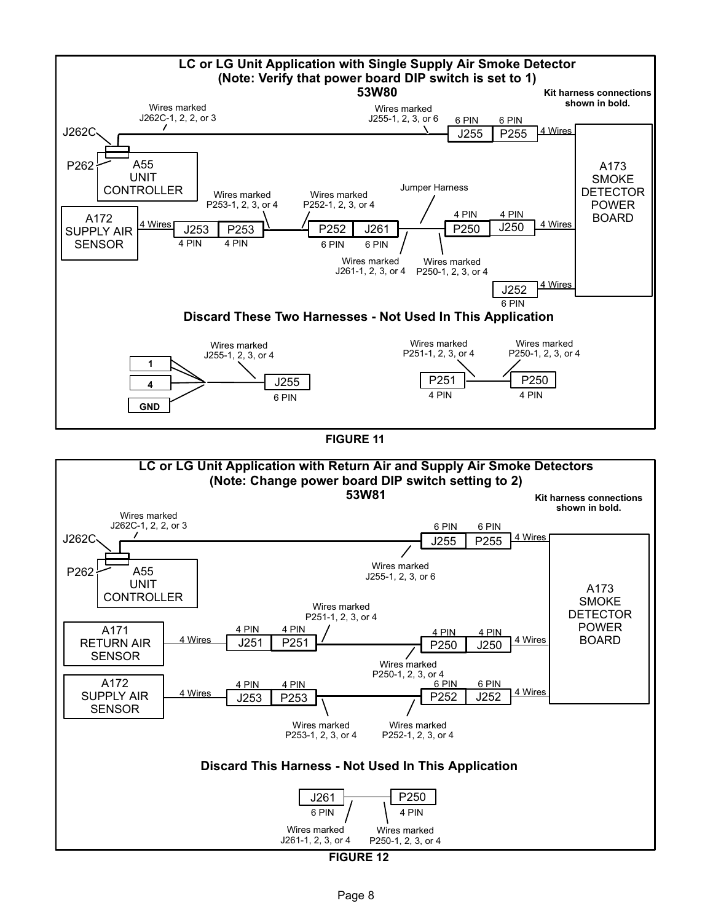**LC or LG Unit Application with Single Supply Air Smoke Detector**
**(Note: Verify that power board DIP switch is set to 1)**
**53W80**

Kit harness connections shown in bold.

J262C
P262
Wires marked J262C-1, 2, 2, or 3
A55 UNIT CONTROLLER
Wires marked J255-1, 2, 3, or 6
6 PIN J255
6 PIN P255
4 Wires
A173 SMOKE DETECTOR POWER BOARD
A172 SUPPLY AIR SENSOR
4 Wires
J253 4 PIN
P253 4 PIN
Wires marked P253-1, 2, 3, or 4
Wires marked P252-1, 2, 3, or 4
P252 6 PIN
J261 6 PIN
Wires marked J261-1, 2, 3, or 4
Jumper Harness
4 PIN P250
4 PIN J250
Wires marked P250-1, 2, 3, or 4
4 Wires
J252 6 PIN
4 Wires

**Discard These Two Harnesses - Not Used In This Application**

1
4
GND
Wires marked J255-1, 2, 3, or 4
J255 6 PIN

Wires marked P251-1, 2, 3, or 4
P251 4 PIN
Wires marked P250-1, 2, 3, or 4
P250 4 PIN

FIGURE 11

**LC or LG Unit Application with Return Air and Supply Air Smoke Detectors**
**(Note: Change power board DIP switch setting to 2)**
**53W81**

Kit harness connections shown in bold.

Wires marked J262C-1, 2, 2, or 3
J262C
P262
A55 UNIT CONTROLLER
6 PIN J255
6 PIN P255
4 Wires
Wires marked J255-1, 2, 3, or 6
A173 SMOKE DETECTOR POWER BOARD
A171 RETURN AIR SENSOR
4 Wires
4 PIN J251
4 PIN P251
Wires marked P251-1, 2, 3, or 4
4 PIN P250
4 PIN J250
4 Wires
Wires marked P250-1, 2, 3, or 4
A172 SUPPLY AIR SENSOR
4 Wires
4 PIN J253
4 PIN P253
6 PIN P252
6 PIN J252
4 Wires
Wires marked P253-1, 2, 3, or 4
Wires marked P252-1, 2, 3, or 4

**Discard This Harness - Not Used In This Application**

J261 6 PIN
P250 4 PIN
Wires marked J261-1, 2, 3, or 4
Wires marked P250-1, 2, 3, or 4

FIGURE 12